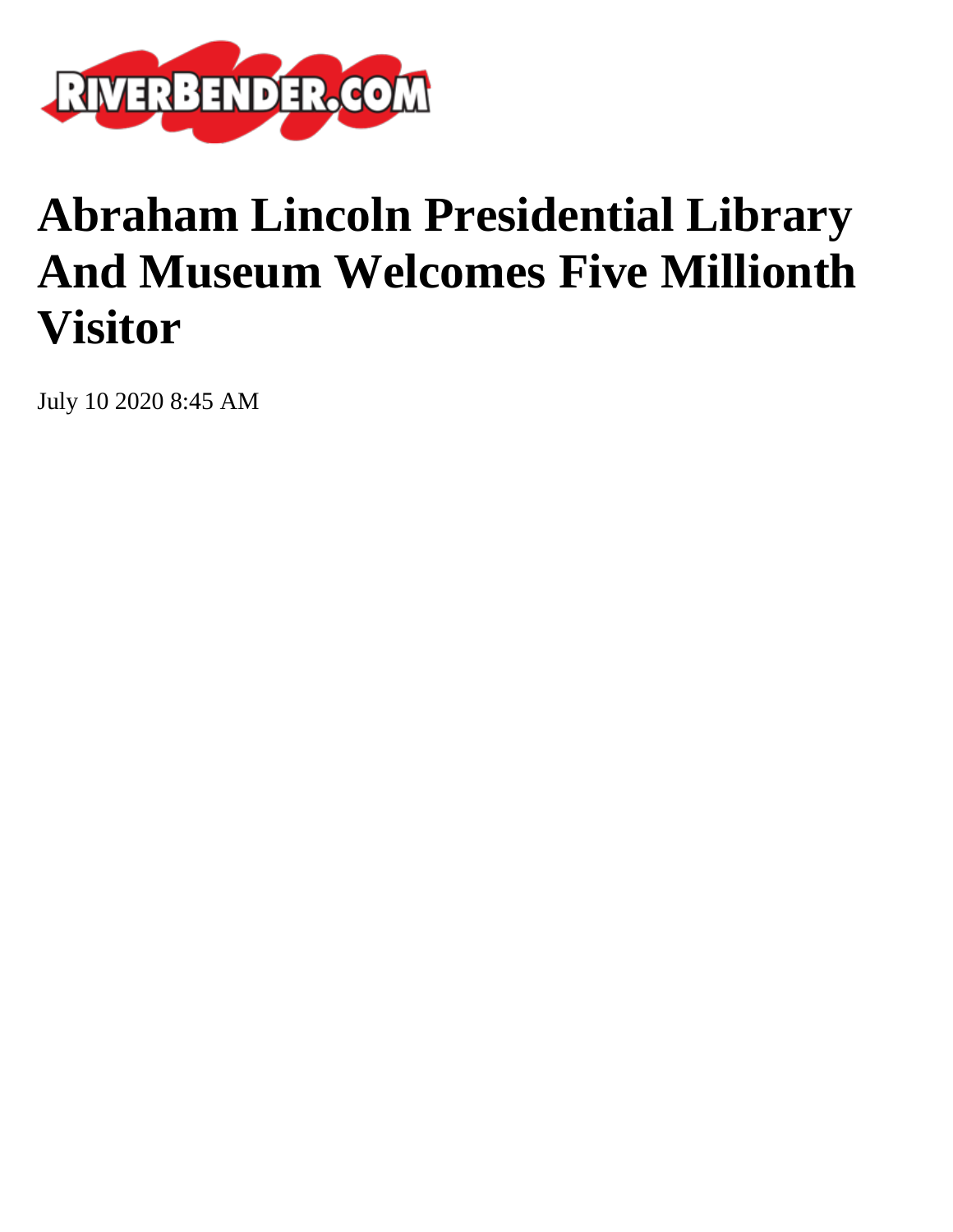RIVERBENDER.COM

# Abraham Lincoln Presidential Library And Museum Welcomes Five Millionth Visitor

July 10 2020 8:45 AM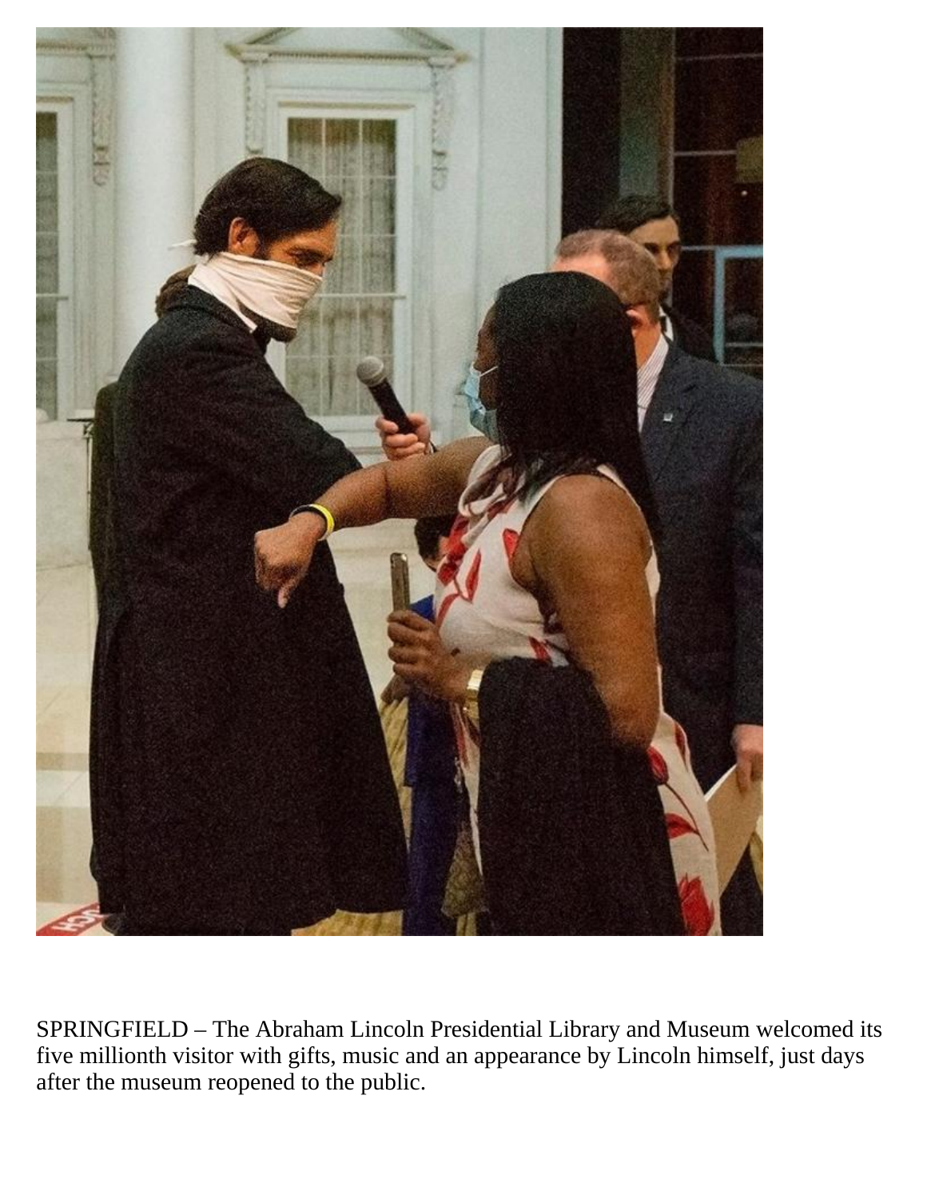SPRINGFIELD – The Abraham Lincoln Presidential Library and Museum welcomed its five millionth visitor with gifts, music and an appearance by Lincoln himself, just days after the museum reopened to the public.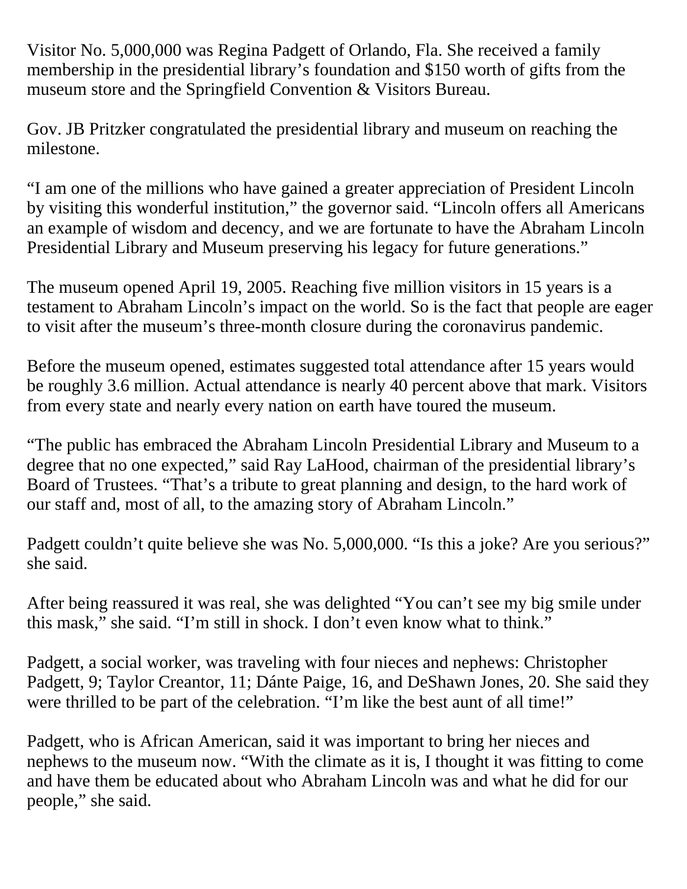Visitor No. 5,000,000 was Regina Padgett of Orlando, Fla. She received a family membership in the presidential library's foundation and $150 worth of gifts from the museum store and the Springfield Convention & Visitors Bureau.

Gov. JB Pritzker congratulated the presidential library and museum on reaching the milestone.

"I am one of the millions who have gained a greater appreciation of President Lincoln by visiting this wonderful institution," the governor said. "Lincoln offers all Americans an example of wisdom and decency, and we are fortunate to have the Abraham Lincoln Presidential Library and Museum preserving his legacy for future generations."

The museum opened April 19, 2005. Reaching five million visitors in 15 years is a testament to Abraham Lincoln's impact on the world. So is the fact that people are eager to visit after the museum's three-month closure during the coronavirus pandemic.

Before the museum opened, estimates suggested total attendance after 15 years would be roughly 3.6 million. Actual attendance is nearly 40 percent above that mark. Visitors from every state and nearly every nation on earth have toured the museum.

"The public has embraced the Abraham Lincoln Presidential Library and Museum to a degree that no one expected," said Ray LaHood, chairman of the presidential library's Board of Trustees. "That's a tribute to great planning and design, to the hard work of our staff and, most of all, to the amazing story of Abraham Lincoln."

Padgett couldn't quite believe she was No. 5,000,000. "Is this a joke? Are you serious?" she said.

After being reassured it was real, she was delighted "You can't see my big smile under this mask," she said. "I'm still in shock. I don't even know what to think."

Padgett, a social worker, was traveling with four nieces and nephews: Christopher Padgett, 9; Taylor Creantor, 11; Dánte Paige, 16, and DeShawn Jones, 20. She said they were thrilled to be part of the celebration. "I'm like the best aunt of all time!"

Padgett, who is African American, said it was important to bring her nieces and nephews to the museum now. "With the climate as it is, I thought it was fitting to come and have them be educated about who Abraham Lincoln was and what he did for our people," she said.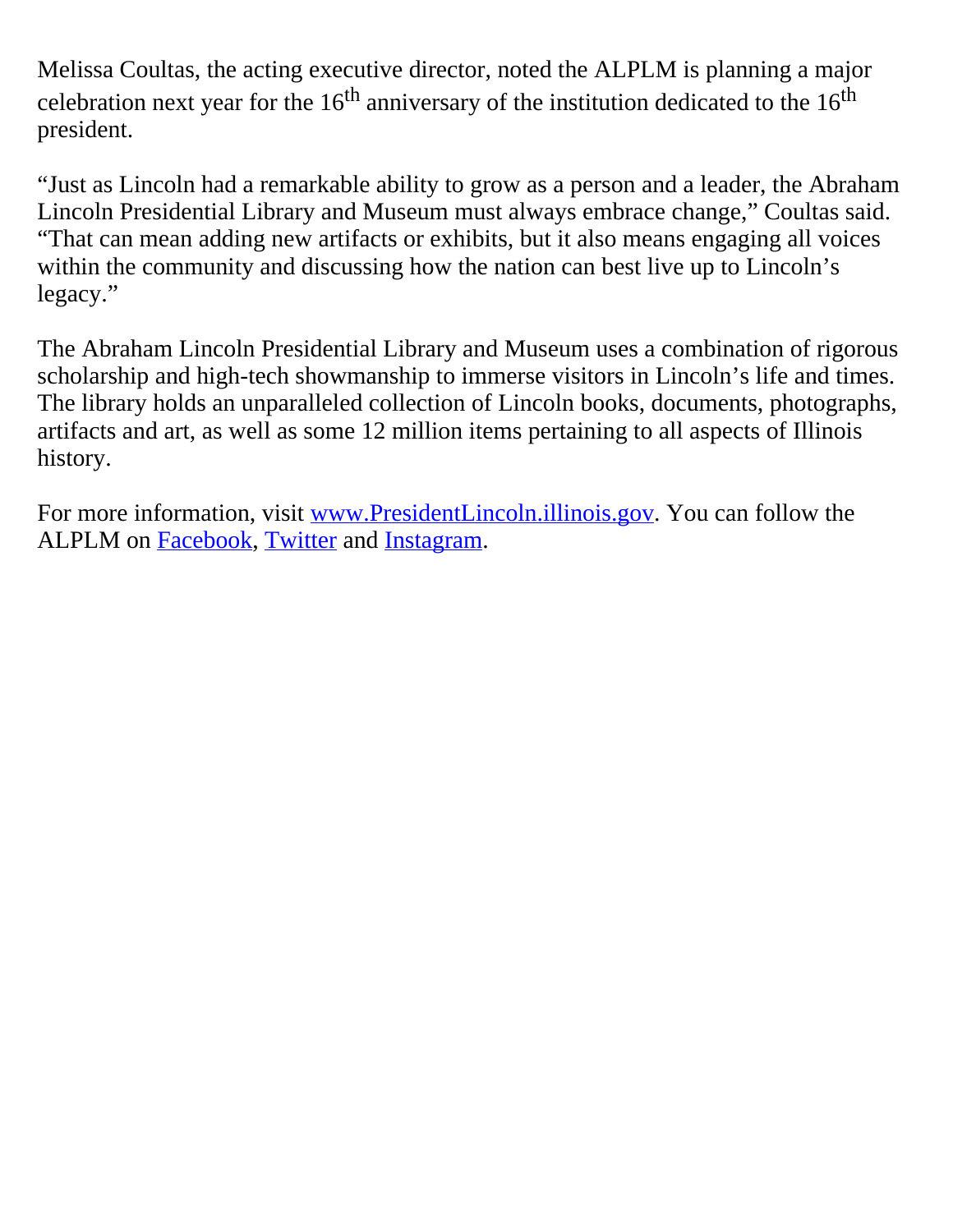Melissa Coultas, the acting executive director, noted the ALPLM is planning a major celebration next year for the 16th anniversary of the institution dedicated to the 16th president.

"Just as Lincoln had a remarkable ability to grow as a person and a leader, the Abraham Lincoln Presidential Library and Museum must always embrace change," Coultas said. "That can mean adding new artifacts or exhibits, but it also means engaging all voices within the community and discussing how the nation can best live up to Lincoln's legacy."

The Abraham Lincoln Presidential Library and Museum uses a combination of rigorous scholarship and high-tech showmanship to immerse visitors in Lincoln's life and times. The library holds an unparalleled collection of Lincoln books, documents, photographs, artifacts and art, as well as some 12 million items pertaining to all aspects of Illinois history.

For more information, visit [www.PresidentLincoln.illinois.gov](http://www.PresidentLincoln.illinois.gov). You can follow the ALPLM on [Facebook](), [Twitter]() and [Instagram]().